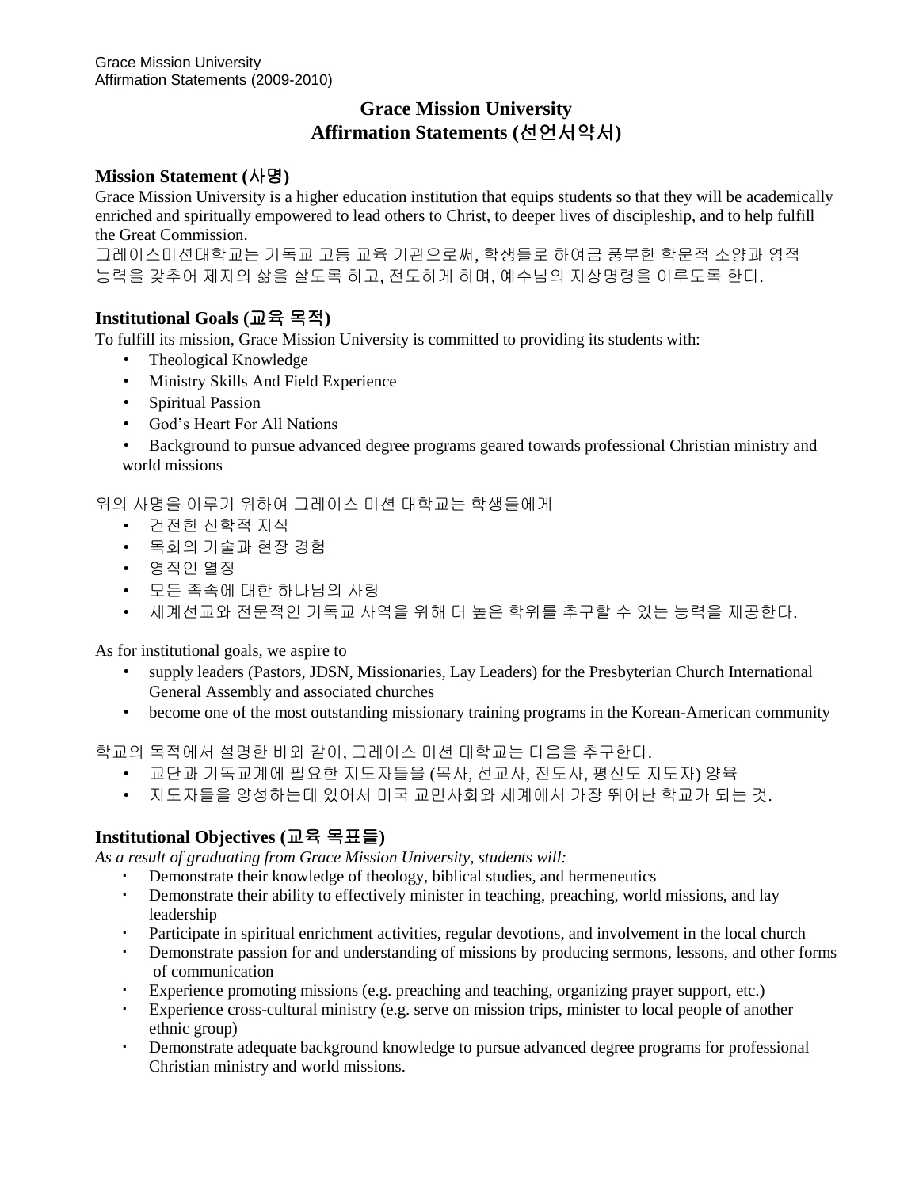# Grace Mission University
# Affirmation Statements (선언서약서)

## Mission Statement (사명)

Grace Mission University is a higher education institution that equips students so that they will be academically enriched and spiritually empowered to lead others to Christ, to deeper lives of discipleship, and to help fulfill the Great Commission.

그레이스미션대학교는 기독교 고등 교육 기관으로써, 학생들로 하여금 풍부한 학문적 소양과 영적 능력을 갖추어 제자의 삶을 살도록 하고, 전도하게 하며, 예수님의 지상명령을 이루도록 한다.

## Institutional Goals (교육 목적)

To fulfill its mission, Grace Mission University is committed to providing its students with:

- Theological Knowledge
- Ministry Skills And Field Experience
- Spiritual Passion
- God's Heart For All Nations
- Background to pursue advanced degree programs geared towards professional Christian ministry and world missions

위의 사명을 이루기 위하여 그레이스 미션 대학교는 학생들에게

- 건전한 신학적 지식
- 목회의 기술과 현장 경험
- 영적인 열정
- 모든 족속에 대한 하나님의 사랑
- 세계선교와 전문적인 기독교 사역을 위해 더 높은 학위를 추구할 수 있는 능력을 제공한다.

As for institutional goals, we aspire to

- supply leaders (Pastors, JDSN, Missionaries, Lay Leaders) for the Presbyterian Church International General Assembly and associated churches
- become one of the most outstanding missionary training programs in the Korean-American community

학교의 목적에서 설명한 바와 같이, 그레이스 미션 대학교는 다음을 추구한다.

- 교단과 기독교계에 필요한 지도자들을 (목사, 선교사, 전도사, 평신도 지도자) 양육
- 지도자들을 양성하는데 있어서 미국 교민사회와 세계에서 가장 뛰어난 학교가 되는 것.

## Institutional Objectives (교육 목표들)

*As a result of graduating from Grace Mission University, students will:*

- Demonstrate their knowledge of theology, biblical studies, and hermeneutics
- Demonstrate their ability to effectively minister in teaching, preaching, world missions, and lay leadership
- Participate in spiritual enrichment activities, regular devotions, and involvement in the local church
- Demonstrate passion for and understanding of missions by producing sermons, lessons, and other forms of communication
- Experience promoting missions (e.g. preaching and teaching, organizing prayer support, etc.)
- Experience cross-cultural ministry (e.g. serve on mission trips, minister to local people of another ethnic group)
- Demonstrate adequate background knowledge to pursue advanced degree programs for professional Christian ministry and world missions.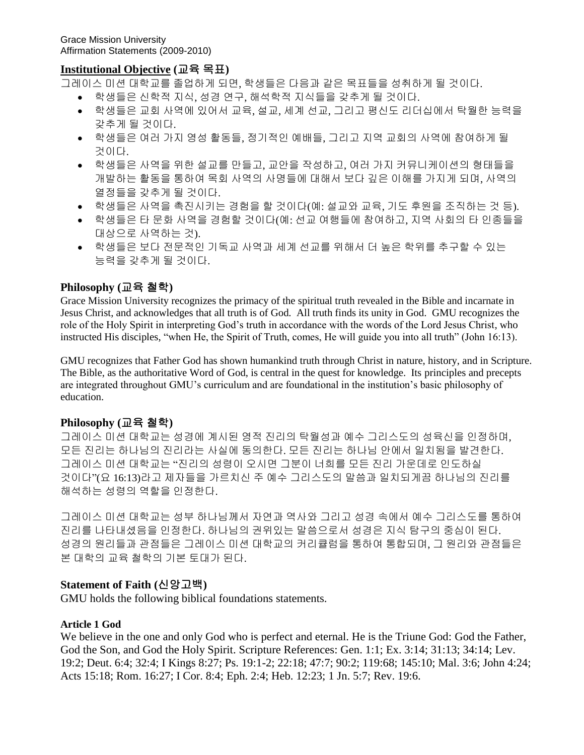## Institutional Objective (교육 목표)

그레이스 미션 대학교를 졸업하게 되면, 학생들은 다음과 같은 목표들을 성취하게 될 것이다.

- 학생들은 신학적 지식, 성경 연구, 해석학적 지식들을 갖추게 될 것이다.
- 학생들은 교회 사역에 있어서 교육, 설교, 세계 선교, 그리고 평신도 리더십에서 탁월한 능력을 갖추게 될 것이다.
- 학생들은 여러 가지 영성 활동들, 정기적인 예배들, 그리고 지역 교회의 사역에 참여하게 될 것이다.
- 학생들은 사역을 위한 설교를 만들고, 교안을 작성하고, 여러 가지 커뮤니케이션의 형태들을 개발하는 활동을 통하여 목회 사역의 사명들에 대해서 보다 깊은 이해를 가지게 되며, 사역의 열정들을 갖추게 될 것이다.
- 학생들은 사역을 촉진시키는 경험을 할 것이다(예: 설교와 교육, 기도 후원을 조직하는 것 등).
- 학생들은 타 문화 사역을 경험할 것이다(예: 선교 여행들에 참여하고, 지역 사회의 타 인종들을 대상으로 사역하는 것).
- 학생들은 보다 전문적인 기독교 사역과 세계 선교를 위해서 더 높은 학위를 추구할 수 있는 능력을 갖추게 될 것이다.

## Philosophy (교육 철학)

Grace Mission University recognizes the primacy of the spiritual truth revealed in the Bible and incarnate in Jesus Christ, and acknowledges that all truth is of God. All truth finds its unity in God. GMU recognizes the role of the Holy Spirit in interpreting God's truth in accordance with the words of the Lord Jesus Christ, who instructed His disciples, "when He, the Spirit of Truth, comes, He will guide you into all truth" (John 16:13).

GMU recognizes that Father God has shown humankind truth through Christ in nature, history, and in Scripture. The Bible, as the authoritative Word of God, is central in the quest for knowledge. Its principles and precepts are integrated throughout GMU's curriculum and are foundational in the institution's basic philosophy of education.

## Philosophy (교육 철학)

그레이스 미션 대학교는 성경에 계시된 영적 진리의 탁월성과 예수 그리스도의 성육신을 인정하며, 모든 진리는 하나님의 진리라는 사실에 동의한다. 모든 진리는 하나님 안에서 일치됨을 발견한다. 그레이스 미션 대학교는 "진리의 성령이 오시면 그분이 너희를 모든 진리 가운데로 인도하실 것이다"(요 16:13)라고 제자들을 가르치신 주 예수 그리스도의 말씀과 일치되게끔 하나님의 진리를 해석하는 성령의 역할을 인정한다.

그레이스 미션 대학교는 성부 하나님께서 자연과 역사와 그리고 성경 속에서 예수 그리스도를 통하여 진리를 나타내셨음을 인정한다. 하나님의 권위있는 말씀으로서 성경은 지식 탐구의 중심이 된다. 성경의 원리들과 관점들은 그레이스 미션 대학교의 커리큘럼을 통하여 통합되며, 그 원리와 관점들은 본 대학의 교육 철학의 기본 토대가 된다.

## Statement of Faith (신앙고백)

GMU holds the following biblical foundations statements.

### Article 1 God

We believe in the one and only God who is perfect and eternal. He is the Triune God: God the Father, God the Son, and God the Holy Spirit. Scripture References: Gen. 1:1; Ex. 3:14; 31:13; 34:14; Lev. 19:2; Deut. 6:4; 32:4; I Kings 8:27; Ps. 19:1-2; 22:18; 47:7; 90:2; 119:68; 145:10; Mal. 3:6; John 4:24; Acts 15:18; Rom. 16:27; I Cor. 8:4; Eph. 2:4; Heb. 12:23; 1 Jn. 5:7; Rev. 19:6.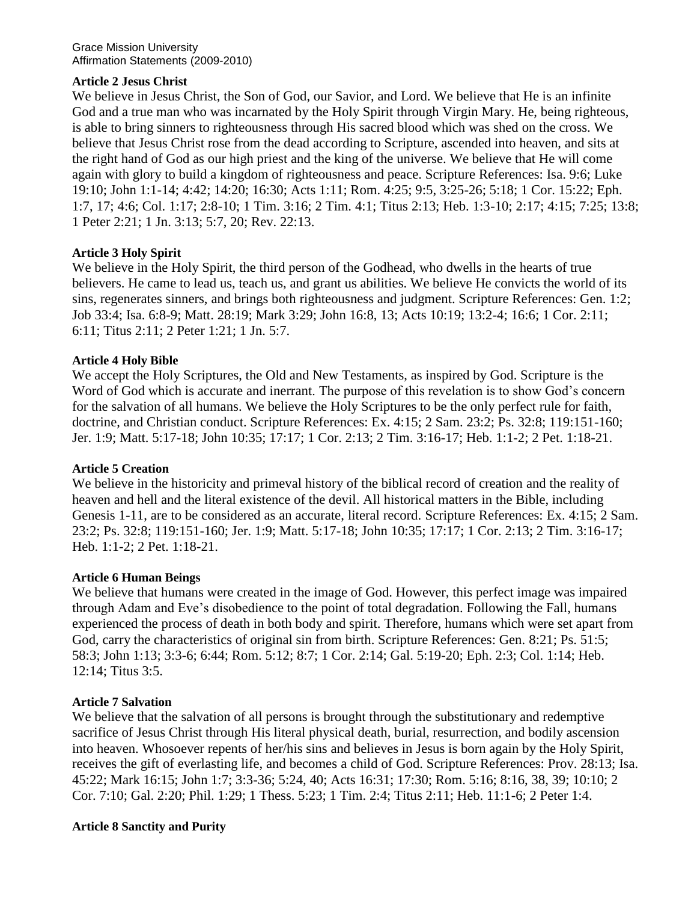**Article 2 Jesus Christ**

We believe in Jesus Christ, the Son of God, our Savior, and Lord. We believe that He is an infinite God and a true man who was incarnated by the Holy Spirit through Virgin Mary. He, being righteous, is able to bring sinners to righteousness through His sacred blood which was shed on the cross. We believe that Jesus Christ rose from the dead according to Scripture, ascended into heaven, and sits at the right hand of God as our high priest and the king of the universe. We believe that He will come again with glory to build a kingdom of righteousness and peace. Scripture References: Isa. 9:6; Luke 19:10; John 1:1-14; 4:42; 14:20; 16:30; Acts 1:11; Rom. 4:25; 9:5, 3:25-26; 5:18; 1 Cor. 15:22; Eph. 1:7, 17; 4:6; Col. 1:17; 2:8-10; 1 Tim. 3:16; 2 Tim. 4:1; Titus 2:13; Heb. 1:3-10; 2:17; 4:15; 7:25; 13:8; 1 Peter 2:21; 1 Jn. 3:13; 5:7, 20; Rev. 22:13.

**Article 3 Holy Spirit**

We believe in the Holy Spirit, the third person of the Godhead, who dwells in the hearts of true believers. He came to lead us, teach us, and grant us abilities. We believe He convicts the world of its sins, regenerates sinners, and brings both righteousness and judgment. Scripture References: Gen. 1:2; Job 33:4; Isa. 6:8-9; Matt. 28:19; Mark 3:29; John 16:8, 13; Acts 10:19; 13:2-4; 16:6; 1 Cor. 2:11; 6:11; Titus 2:11; 2 Peter 1:21; 1 Jn. 5:7.

**Article 4 Holy Bible**

We accept the Holy Scriptures, the Old and New Testaments, as inspired by God. Scripture is the Word of God which is accurate and inerrant. The purpose of this revelation is to show God's concern for the salvation of all humans. We believe the Holy Scriptures to be the only perfect rule for faith, doctrine, and Christian conduct. Scripture References: Ex. 4:15; 2 Sam. 23:2; Ps. 32:8; 119:151-160; Jer. 1:9; Matt. 5:17-18; John 10:35; 17:17; 1 Cor. 2:13; 2 Tim. 3:16-17; Heb. 1:1-2; 2 Pet. 1:18-21.

**Article 5 Creation**

We believe in the historicity and primeval history of the biblical record of creation and the reality of heaven and hell and the literal existence of the devil. All historical matters in the Bible, including Genesis 1-11, are to be considered as an accurate, literal record. Scripture References: Ex. 4:15; 2 Sam. 23:2; Ps. 32:8; 119:151-160; Jer. 1:9; Matt. 5:17-18; John 10:35; 17:17; 1 Cor. 2:13; 2 Tim. 3:16-17; Heb. 1:1-2; 2 Pet. 1:18-21.

**Article 6 Human Beings**

We believe that humans were created in the image of God. However, this perfect image was impaired through Adam and Eve's disobedience to the point of total degradation. Following the Fall, humans experienced the process of death in both body and spirit. Therefore, humans which were set apart from God, carry the characteristics of original sin from birth. Scripture References: Gen. 8:21; Ps. 51:5; 58:3; John 1:13; 3:3-6; 6:44; Rom. 5:12; 8:7; 1 Cor. 2:14; Gal. 5:19-20; Eph. 2:3; Col. 1:14; Heb. 12:14; Titus 3:5.

**Article 7 Salvation**

We believe that the salvation of all persons is brought through the substitutionary and redemptive sacrifice of Jesus Christ through His literal physical death, burial, resurrection, and bodily ascension into heaven. Whosoever repents of her/his sins and believes in Jesus is born again by the Holy Spirit, receives the gift of everlasting life, and becomes a child of God. Scripture References: Prov. 28:13; Isa. 45:22; Mark 16:15; John 1:7; 3:3-36; 5:24, 40; Acts 16:31; 17:30; Rom. 5:16; 8:16, 38, 39; 10:10; 2 Cor. 7:10; Gal. 2:20; Phil. 1:29; 1 Thess. 5:23; 1 Tim. 2:4; Titus 2:11; Heb. 11:1-6; 2 Peter 1:4.

**Article 8 Sanctity and Purity**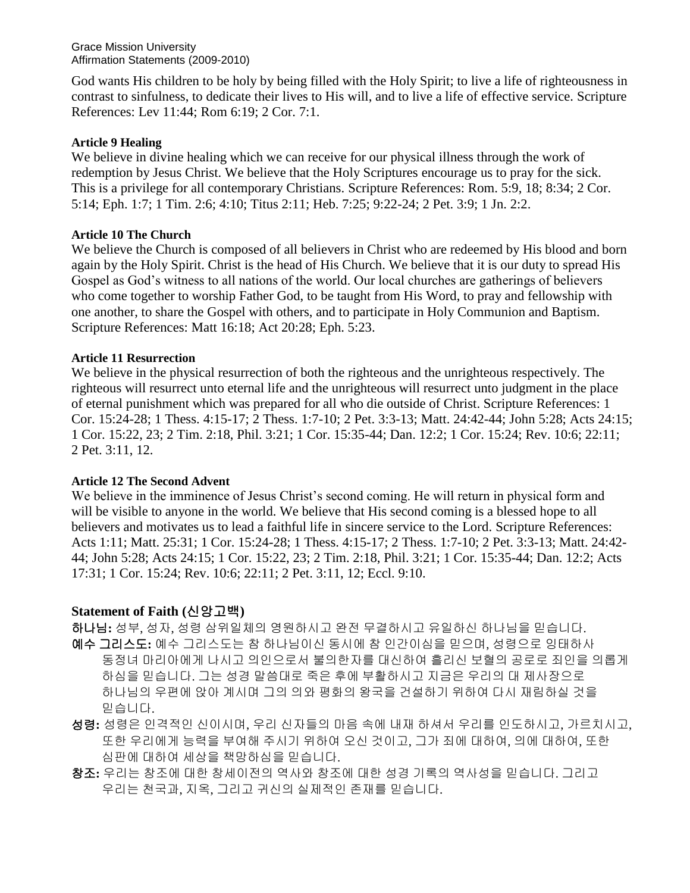God wants His children to be holy by being filled with the Holy Spirit; to live a life of righteousness in contrast to sinfulness, to dedicate their lives to His will, and to live a life of effective service. Scripture References: Lev 11:44; Rom 6:19; 2 Cor. 7:1.

**Article 9 Healing**

We believe in divine healing which we can receive for our physical illness through the work of redemption by Jesus Christ. We believe that the Holy Scriptures encourage us to pray for the sick. This is a privilege for all contemporary Christians. Scripture References: Rom. 5:9, 18; 8:34; 2 Cor. 5:14; Eph. 1:7; 1 Tim. 2:6; 4:10; Titus 2:11; Heb. 7:25; 9:22-24; 2 Pet. 3:9; 1 Jn. 2:2.

**Article 10 The Church**

We believe the Church is composed of all believers in Christ who are redeemed by His blood and born again by the Holy Spirit. Christ is the head of His Church. We believe that it is our duty to spread His Gospel as God's witness to all nations of the world. Our local churches are gatherings of believers who come together to worship Father God, to be taught from His Word, to pray and fellowship with one another, to share the Gospel with others, and to participate in Holy Communion and Baptism. Scripture References: Matt 16:18; Act 20:28; Eph. 5:23.

**Article 11 Resurrection**

We believe in the physical resurrection of both the righteous and the unrighteous respectively. The righteous will resurrect unto eternal life and the unrighteous will resurrect unto judgment in the place of eternal punishment which was prepared for all who die outside of Christ. Scripture References: 1 Cor. 15:24-28; 1 Thess. 4:15-17; 2 Thess. 1:7-10; 2 Pet. 3:3-13; Matt. 24:42-44; John 5:28; Acts 24:15; 1 Cor. 15:22, 23; 2 Tim. 2:18, Phil. 3:21; 1 Cor. 15:35-44; Dan. 12:2; 1 Cor. 15:24; Rev. 10:6; 22:11; 2 Pet. 3:11, 12.

**Article 12 The Second Advent**

We believe in the imminence of Jesus Christ's second coming. He will return in physical form and will be visible to anyone in the world. We believe that His second coming is a blessed hope to all believers and motivates us to lead a faithful life in sincere service to the Lord. Scripture References: Acts 1:11; Matt. 25:31; 1 Cor. 15:24-28; 1 Thess. 4:15-17; 2 Thess. 1:7-10; 2 Pet. 3:3-13; Matt. 24:42-44; John 5:28; Acts 24:15; 1 Cor. 15:22, 23; 2 Tim. 2:18, Phil. 3:21; 1 Cor. 15:35-44; Dan. 12:2; Acts 17:31; 1 Cor. 15:24; Rev. 10:6; 22:11; 2 Pet. 3:11, 12; Eccl. 9:10.

## Statement of Faith (신앙고백)

**하나님:** 성부, 성자, 성령 삼위일체의 영원하시고 완전 무결하시고 유일하신 하나님을 믿습니다.

**예수 그리스도:** 예수 그리스도는 참 하나님이신 동시에 참 인간이심을 믿으며, 성령으로 잉태하사 동정녀 마리아에게 나시고 의인으로서 불의한자를 대신하여 흘리신 보혈의 공로로 죄인을 의롭게 하심을 믿습니다. 그는 성경 말씀대로 죽은 후에 부활하시고 지금은 우리의 대 제사장으로 하나님의 우편에 앉아 계시며 그의 의와 평화의 왕국을 건설하기 위하여 다시 재림하실 것을 믿습니다.

**성령:** 성령은 인격적인 신이시며, 우리 신자들의 마음 속에 내재 하셔서 우리를 인도하시고, 가르치시고, 또한 우리에게 능력을 부여해 주시기 위하여 오신 것이고, 그가 죄에 대하여, 의에 대하여, 또한 심판에 대하여 세상을 책망하심을 믿습니다.

**창조:** 우리는 창조에 대한 창세이전의 역사와 창조에 대한 성경 기록의 역사성을 믿습니다. 그리고 우리는 천국과, 지옥, 그리고 귀신의 실제적인 존재를 믿습니다.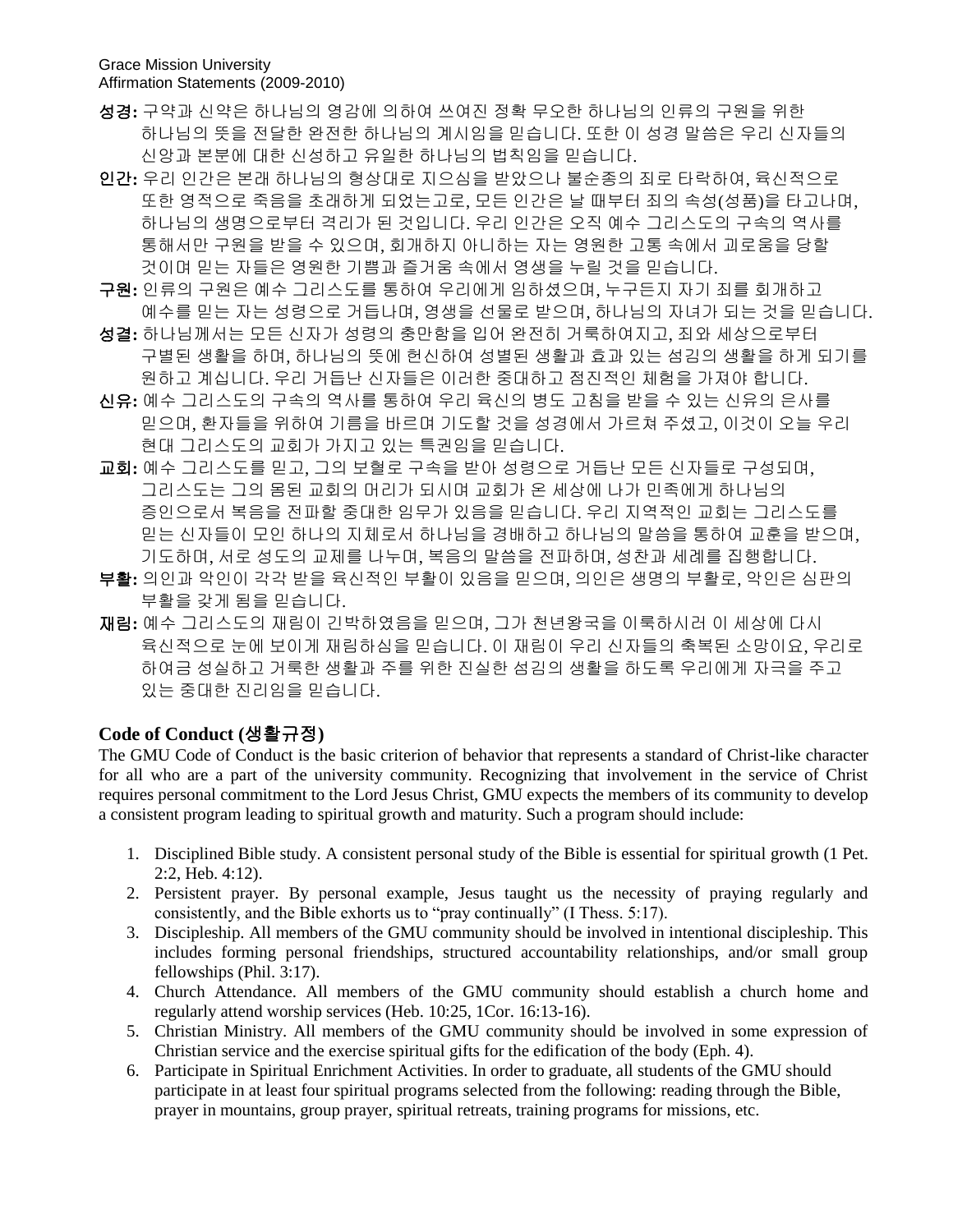**성경:** 구약과 신약은 하나님의 영감에 의하여 쓰여진 정확 무오한 하나님의 인류의 구원을 위한 하나님의 뜻을 전달한 완전한 하나님의 계시임을 믿습니다. 또한 이 성경 말씀은 우리 신자들의 신앙과 본분에 대한 신성하고 유일한 하나님의 법칙임을 믿습니다.

**인간:** 우리 인간은 본래 하나님의 형상대로 지으심을 받았으나 불순종의 죄로 타락하여, 육신적으로 또한 영적으로 죽음을 초래하게 되었는고로, 모든 인간은 날 때부터 죄의 속성(성품)을 타고나며, 하나님의 생명으로부터 격리가 된 것입니다. 우리 인간은 오직 예수 그리스도의 구속의 역사를 통해서만 구원을 받을 수 있으며, 회개하지 아니하는 자는 영원한 고통 속에서 괴로움을 당할 것이며 믿는 자들은 영원한 기쁨과 즐거움 속에서 영생을 누릴 것을 믿습니다.

**구원:** 인류의 구원은 예수 그리스도를 통하여 우리에게 임하셨으며, 누구든지 자기 죄를 회개하고 예수를 믿는 자는 성령으로 거듭나며, 영생을 선물로 받으며, 하나님의 자녀가 되는 것을 믿습니다.

**성결:** 하나님께서는 모든 신자가 성령의 충만함을 입어 완전히 거룩하여지고, 죄와 세상으로부터 구별된 생활을 하며, 하나님의 뜻에 헌신하여 성별된 생활과 효과 있는 섬김의 생활을 하게 되기를 원하고 계십니다. 우리 거듭난 신자들은 이러한 중대하고 점진적인 체험을 가져야 합니다.

**신유:** 예수 그리스도의 구속의 역사를 통하여 우리 육신의 병도 고침을 받을 수 있는 신유의 은사를 믿으며, 환자들을 위하여 기름을 바르며 기도할 것을 성경에서 가르쳐 주셨고, 이것이 오늘 우리 현대 그리스도의 교회가 가지고 있는 특권임을 믿습니다.

**교회:** 예수 그리스도를 믿고, 그의 보혈로 구속을 받아 성령으로 거듭난 모든 신자들로 구성되며, 그리스도는 그의 몸된 교회의 머리가 되시며 교회가 온 세상에 나가 민족에게 하나님의 증인으로서 복음을 전파할 중대한 임무가 있음을 믿습니다. 우리 지역적인 교회는 그리스도를 믿는 신자들이 모인 하나의 지체로서 하나님을 경배하고 하나님의 말씀을 통하여 교훈을 받으며, 기도하며, 서로 성도의 교제를 나누며, 복음의 말씀을 전파하며, 성찬과 세례를 집행합니다.

**부활:** 의인과 악인이 각각 받을 육신적인 부활이 있음을 믿으며, 의인은 생명의 부활로, 악인은 심판의 부활을 갖게 됨을 믿습니다.

**재림:** 예수 그리스도의 재림이 긴박하였음을 믿으며, 그가 천년왕국을 이룩하시러 이 세상에 다시 육신적으로 눈에 보이게 재림하심을 믿습니다. 이 재림이 우리 신자들의 축복된 소망이요, 우리로 하여금 성실하고 거룩한 생활과 주를 위한 진실한 섬김의 생활을 하도록 우리에게 자극을 주고 있는 중대한 진리임을 믿습니다.

## Code of Conduct (생활규정)

The GMU Code of Conduct is the basic criterion of behavior that represents a standard of Christ-like character for all who are a part of the university community. Recognizing that involvement in the service of Christ requires personal commitment to the Lord Jesus Christ, GMU expects the members of its community to develop a consistent program leading to spiritual growth and maturity. Such a program should include:

1. Disciplined Bible study. A consistent personal study of the Bible is essential for spiritual growth (1 Pet. 2:2, Heb. 4:12).
2. Persistent prayer. By personal example, Jesus taught us the necessity of praying regularly and consistently, and the Bible exhorts us to "pray continually" (I Thess. 5:17).
3. Discipleship. All members of the GMU community should be involved in intentional discipleship. This includes forming personal friendships, structured accountability relationships, and/or small group fellowships (Phil. 3:17).
4. Church Attendance. All members of the GMU community should establish a church home and regularly attend worship services (Heb. 10:25, 1Cor. 16:13-16).
5. Christian Ministry. All members of the GMU community should be involved in some expression of Christian service and the exercise spiritual gifts for the edification of the body (Eph. 4).
6. Participate in Spiritual Enrichment Activities. In order to graduate, all students of the GMU should participate in at least four spiritual programs selected from the following: reading through the Bible, prayer in mountains, group prayer, spiritual retreats, training programs for missions, etc.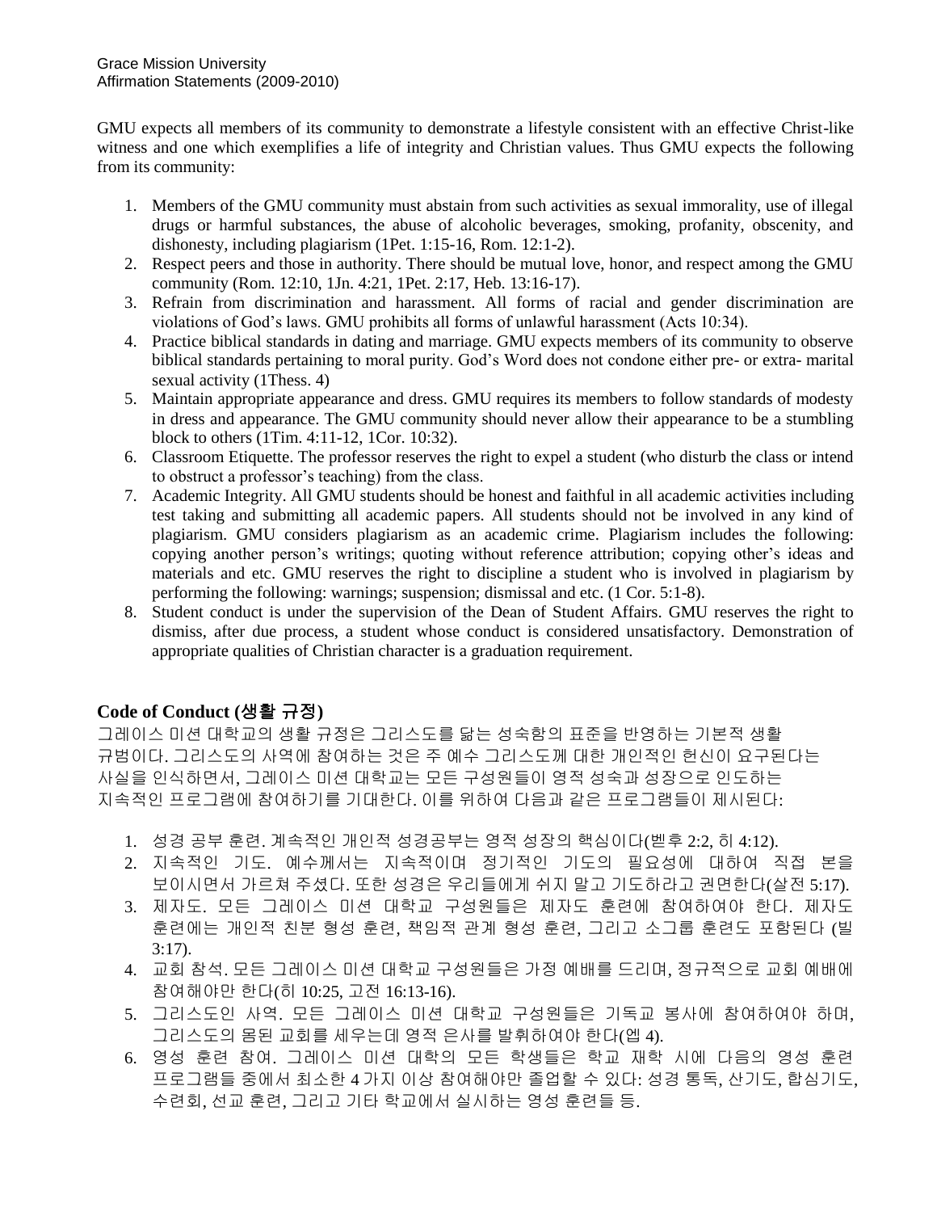Grace Mission University
Affirmation Statements (2009-2010)

GMU expects all members of its community to demonstrate a lifestyle consistent with an effective Christ-like witness and one which exemplifies a life of integrity and Christian values. Thus GMU expects the following from its community:

1. Members of the GMU community must abstain from such activities as sexual immorality, use of illegal drugs or harmful substances, the abuse of alcoholic beverages, smoking, profanity, obscenity, and dishonesty, including plagiarism (1Pet. 1:15-16, Rom. 12:1-2).
2. Respect peers and those in authority. There should be mutual love, honor, and respect among the GMU community (Rom. 12:10, 1Jn. 4:21, 1Pet. 2:17, Heb. 13:16-17).
3. Refrain from discrimination and harassment. All forms of racial and gender discrimination are violations of God's laws. GMU prohibits all forms of unlawful harassment (Acts 10:34).
4. Practice biblical standards in dating and marriage. GMU expects members of its community to observe biblical standards pertaining to moral purity. God's Word does not condone either pre- or extra- marital sexual activity (1Thess. 4)
5. Maintain appropriate appearance and dress. GMU requires its members to follow standards of modesty in dress and appearance. The GMU community should never allow their appearance to be a stumbling block to others (1Tim. 4:11-12, 1Cor. 10:32).
6. Classroom Etiquette. The professor reserves the right to expel a student (who disturb the class or intend to obstruct a professor's teaching) from the class.
7. Academic Integrity. All GMU students should be honest and faithful in all academic activities including test taking and submitting all academic papers. All students should not be involved in any kind of plagiarism. GMU considers plagiarism as an academic crime. Plagiarism includes the following: copying another person's writings; quoting without reference attribution; copying other's ideas and materials and etc. GMU reserves the right to discipline a student who is involved in plagiarism by performing the following: warnings; suspension; dismissal and etc. (1 Cor. 5:1-8).
8. Student conduct is under the supervision of the Dean of Student Affairs. GMU reserves the right to dismiss, after due process, a student whose conduct is considered unsatisfactory. Demonstration of appropriate qualities of Christian character is a graduation requirement.

## Code of Conduct (생활 규정)

그레이스 미션 대학교의 생활 규정은 그리스도를 닮는 성숙함의 표준을 반영하는 기본적 생활 규범이다. 그리스도의 사역에 참여하는 것은 주 예수 그리스도께 대한 개인적인 헌신이 요구된다는 사실을 인식하면서, 그레이스 미션 대학교는 모든 구성원들이 영적 성숙과 성장으로 인도하는 지속적인 프로그램에 참여하기를 기대한다. 이를 위하여 다음과 같은 프로그램들이 제시된다:

1. 성경 공부 훈련. 계속적인 개인적 성경공부는 영적 성장의 핵심이다(벧후 2:2, 히 4:12).
2. 지속적인 기도. 예수께서는 지속적이며 정기적인 기도의 필요성에 대하여 직접 본을 보이시면서 가르쳐 주셨다. 또한 성경은 우리들에게 쉬지 말고 기도하라고 권면한다(살전 5:17).
3. 제자도. 모든 그레이스 미션 대학교 구성원들은 제자도 훈련에 참여하여야 한다. 제자도 훈련에는 개인적 친분 형성 훈련, 책임적 관계 형성 훈련, 그리고 소그룹 훈련도 포함된다 (빌 3:17).
4. 교회 참석. 모든 그레이스 미션 대학교 구성원들은 가정 예배를 드리며, 정규적으로 교회 예배에 참여해야만 한다(히 10:25, 고전 16:13-16).
5. 그리스도인 사역. 모든 그레이스 미션 대학교 구성원들은 기독교 봉사에 참여하여야 하며, 그리스도의 몸된 교회를 세우는데 영적 은사를 발휘하여야 한다(엡 4).
6. 영성 훈련 참여. 그레이스 미션 대학의 모든 학생들은 학교 재학 시에 다음의 영성 훈련 프로그램들 중에서 최소한 4가지 이상 참여해야만 졸업할 수 있다: 성경 통독, 산기도, 합심기도, 수련회, 선교 훈련, 그리고 기타 학교에서 실시하는 영성 훈련들 등.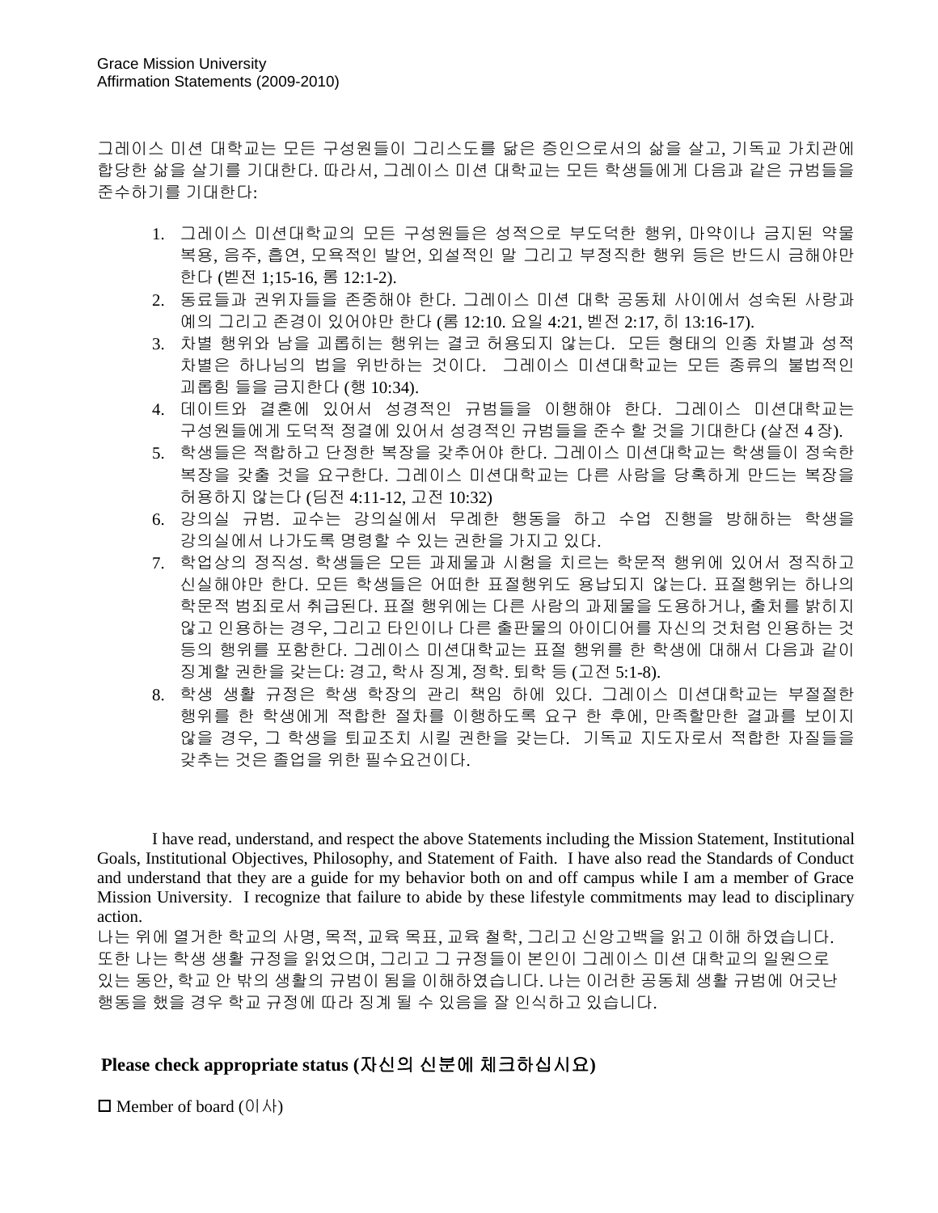Grace Mission University
Affirmation Statements (2009-2010)

그레이스 미션 대학교는 모든 구성원들이 그리스도를 닮은 증인으로서의 삶을 살고, 기독교 가치관에 합당한 삶을 살기를 기대한다. 따라서, 그레이스 미션 대학교는 모든 학생들에게 다음과 같은 규범들을 준수하기를 기대한다:

1. 그레이스 미션대학교의 모든 구성원들은 성적으로 부도덕한 행위, 마약이나 금지된 약물 복용, 음주, 흡연, 모욕적인 발언, 외설적인 말 그리고 부정직한 행위 등은 반드시 금해야만 한다 (벧전 1;15-16, 롬 12:1-2).
2. 동료들과 권위자들을 존중해야 한다. 그레이스 미션 대학 공동체 사이에서 성숙된 사랑과 예의 그리고 존경이 있어야만 한다 (롬 12:10. 요일 4:21, 벧전 2:17, 히 13:16-17).
3. 차별 행위와 남을 괴롭히는 행위는 결코 허용되지 않는다. 모든 형태의 인종 차별과 성적 차별은 하나님의 법을 위반하는 것이다. 그레이스 미션대학교는 모든 종류의 불법적인 괴롭힘 들을 금지한다 (행 10:34).
4. 데이트와 결혼에 있어서 성경적인 규범들을 이행해야 한다. 그레이스 미션대학교는 구성원들에게 도덕적 정결에 있어서 성경적인 규범들을 준수 할 것을 기대한다 (살전 4 장).
5. 학생들은 적합하고 단정한 복장을 갖추어야 한다. 그레이스 미션대학교는 학생들이 정숙한 복장을 갖출 것을 요구한다. 그레이스 미션대학교는 다른 사람을 당혹하게 만드는 복장을 허용하지 않는다 (딤전 4:11-12, 고전 10:32)
6. 강의실 규범. 교수는 강의실에서 무례한 행동을 하고 수업 진행을 방해하는 학생을 강의실에서 나가도록 명령할 수 있는 권한을 가지고 있다.
7. 학업상의 정직성. 학생들은 모든 과제물과 시험을 치르는 학문적 행위에 있어서 정직하고 신실해야만 한다. 모든 학생들은 어떠한 표절행위도 용납되지 않는다. 표절행위는 하나의 학문적 범죄로서 취급된다. 표절 행위에는 다른 사람의 과제물을 도용하거나, 출처를 밝히지 않고 인용하는 경우, 그리고 타인이나 다른 출판물의 아이디어를 자신의 것처럼 인용하는 것 등의 행위를 포함한다. 그레이스 미션대학교는 표절 행위를 한 학생에 대해서 다음과 같이 징계할 권한을 갖는다: 경고, 학사 징계, 정학. 퇴학 등 (고전 5:1-8).
8. 학생 생활 규정은 학생 학장의 관리 책임 하에 있다. 그레이스 미션대학교는 부적절한 행위를 한 학생에게 적합한 절차를 이행하도록 요구 한 후에, 만족할만한 결과를 보이지 않을 경우, 그 학생을 퇴교조치 시킬 권한을 갖는다. 기독교 지도자로서 적합한 자질들을 갖추는 것은 졸업을 위한 필수요건이다.

I have read, understand, and respect the above Statements including the Mission Statement, Institutional Goals, Institutional Objectives, Philosophy, and Statement of Faith. I have also read the Standards of Conduct and understand that they are a guide for my behavior both on and off campus while I am a member of Grace Mission University. I recognize that failure to abide by these lifestyle commitments may lead to disciplinary action.

나는 위에 열거한 학교의 사명, 목적, 교육 목표, 교육 철학, 그리고 신앙고백을 읽고 이해 하였습니다. 또한 나는 학생 생활 규정을 읽었으며, 그리고 그 규정들이 본인이 그레이스 미션 대학교의 일원으로 있는 동안, 학교 안 밖의 생활의 규범이 됨을 이해하였습니다. 나는 이러한 공동체 생활 규범에 어긋난 행동을 했을 경우 학교 규정에 따라 징계 될 수 있음을 잘 인식하고 있습니다.

**Please check appropriate status (자신의 신분에 체크하십시요)**

☐ Member of board (이사)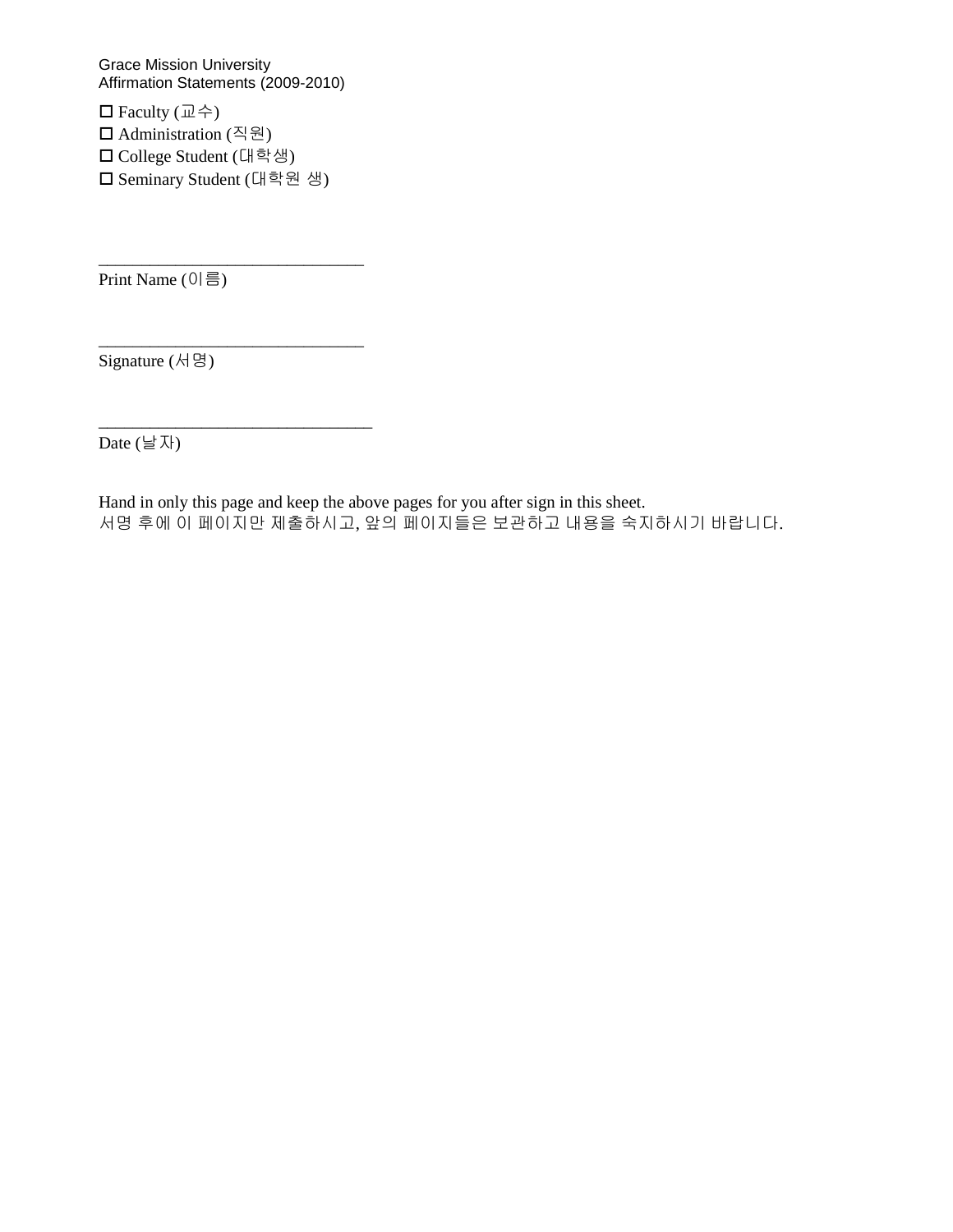Grace Mission University
Affirmation Statements (2009-2010)

☐ Faculty (교수)
☐ Administration (직원)
☐ College Student (대학생)
☐ Seminary Student (대학원 생)

_______________________________
Print Name (이름)

_______________________________
Signature (서명)

_______________________________
Date (날자)

Hand in only this page and keep the above pages for you after sign in this sheet.
서명 후에 이 페이지만 제출하시고, 앞의 페이지들은 보관하고 내용을 숙지하시기 바랍니다.